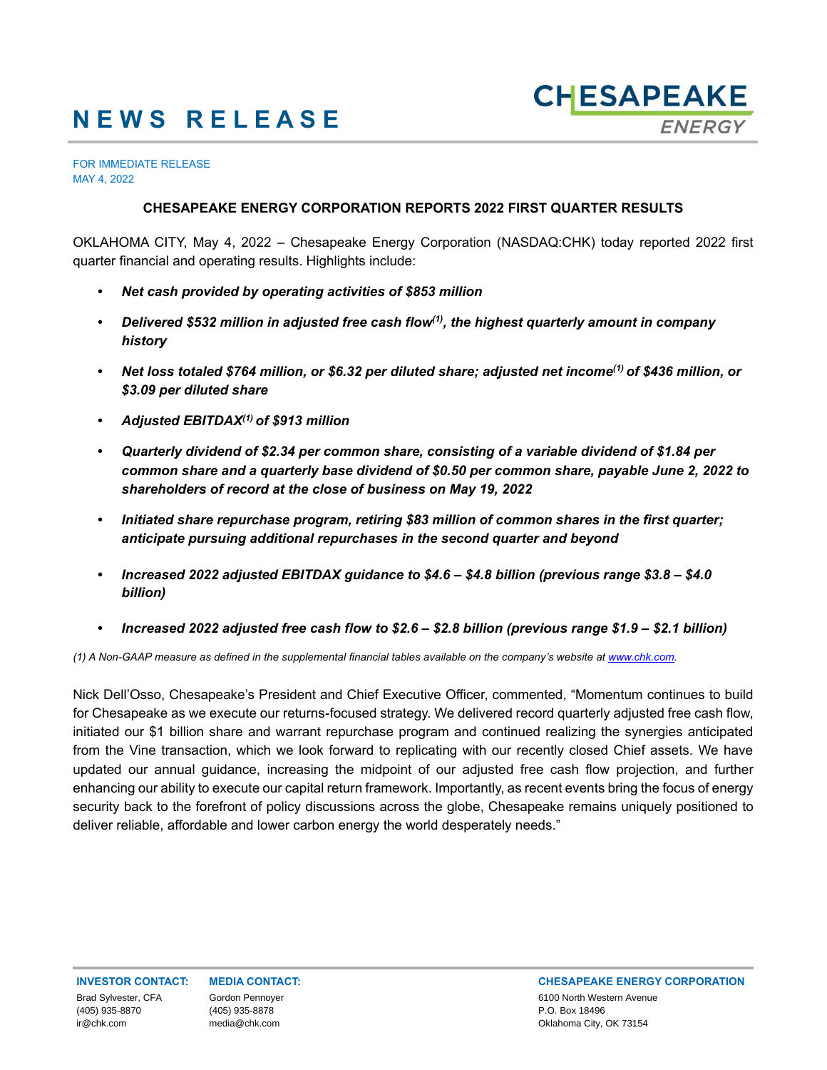# NEWS RELEASE

FOR IMMEDIATE RELEASE
MAY 4, 2022

## CHESAPEAKE ENERGY CORPORATION REPORTS 2022 FIRST QUARTER RESULTS

OKLAHOMA CITY, May 4, 2022 – Chesapeake Energy Corporation (NASDAQ:CHK) today reported 2022 first quarter financial and operating results. Highlights include:

- ***Net cash provided by operating activities of $853 million***
- ***Delivered $532 million in adjusted free cash flow(1), the highest quarterly amount in company history***
- ***Net loss totaled $764 million, or $6.32 per diluted share; adjusted net income(1) of $436 million, or $3.09 per diluted share***
- ***Adjusted EBITDAX(1) of $913 million***
- ***Quarterly dividend of $2.34 per common share, consisting of a variable dividend of $1.84 per common share and a quarterly base dividend of $0.50 per common share, payable June 2, 2022 to shareholders of record at the close of business on May 19, 2022***
- ***Initiated share repurchase program, retiring $83 million of common shares in the first quarter; anticipate pursuing additional repurchases in the second quarter and beyond***
- ***Increased 2022 adjusted EBITDAX guidance to $4.6 – $4.8 billion (previous range $3.8 – $4.0 billion)***
- ***Increased 2022 adjusted free cash flow to $2.6 – $2.8 billion (previous range $1.9 – $2.1 billion)***

*(1) A Non-GAAP measure as defined in the supplemental financial tables available on the company's website at www.chk.com.*

Nick Dell'Osso, Chesapeake's President and Chief Executive Officer, commented, "Momentum continues to build for Chesapeake as we execute our returns-focused strategy. We delivered record quarterly adjusted free cash flow, initiated our $1 billion share and warrant repurchase program and continued realizing the synergies anticipated from the Vine transaction, which we look forward to replicating with our recently closed Chief assets. We have updated our annual guidance, increasing the midpoint of our adjusted free cash flow projection, and further enhancing our ability to execute our capital return framework. Importantly, as recent events bring the focus of energy security back to the forefront of policy discussions across the globe, Chesapeake remains uniquely positioned to deliver reliable, affordable and lower carbon energy the world desperately needs."

**INVESTOR CONTACT:**
Brad Sylvester, CFA
(405) 935-8870
ir@chk.com

**MEDIA CONTACT:**
Gordon Pennoyer
(405) 935-8878
media@chk.com

**CHESAPEAKE ENERGY CORPORATION**
6100 North Western Avenue
P.O. Box 18496
Oklahoma City, OK 73154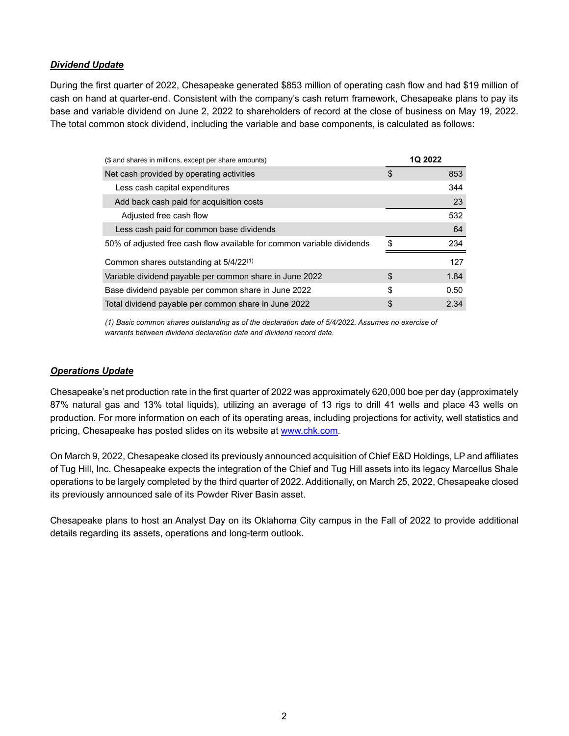***Dividend Update***

During the first quarter of 2022, Chesapeake generated $853 million of operating cash flow and had $19 million of cash on hand at quarter-end. Consistent with the company's cash return framework, Chesapeake plans to pay its base and variable dividend on June 2, 2022 to shareholders of record at the close of business on May 19, 2022. The total common stock dividend, including the variable and base components, is calculated as follows:

| ($ and shares in millions, except per share amounts) | | 1Q 2022 |
|---|---|---|
| Net cash provided by operating activities | $ | 853 |
| Less cash capital expenditures | | 344 |
| Add back cash paid for acquisition costs | | 23 |
| Adjusted free cash flow | | 532 |
| Less cash paid for common base dividends | | 64 |
| 50% of adjusted free cash flow available for common variable dividends | $ | 234 |
| Common shares outstanding at 5/4/22[1] | | 127 |
| Variable dividend payable per common share in June 2022 | $ | 1.84 |
| Base dividend payable per common share in June 2022 | $ | 0.50 |
| Total dividend payable per common share in June 2022 | $ | 2.34 |

*(1) Basic common shares outstanding as of the declaration date of 5/4/2022. Assumes no exercise of warrants between dividend declaration date and dividend record date.*

***Operations Update***

Chesapeake's net production rate in the first quarter of 2022 was approximately 620,000 boe per day (approximately 87% natural gas and 13% total liquids), utilizing an average of 13 rigs to drill 41 wells and place 43 wells on production. For more information on each of its operating areas, including projections for activity, well statistics and pricing, Chesapeake has posted slides on its website at www.chk.com.

On March 9, 2022, Chesapeake closed its previously announced acquisition of Chief E&D Holdings, LP and affiliates of Tug Hill, Inc. Chesapeake expects the integration of the Chief and Tug Hill assets into its legacy Marcellus Shale operations to be largely completed by the third quarter of 2022. Additionally, on March 25, 2022, Chesapeake closed its previously announced sale of its Powder River Basin asset.

Chesapeake plans to host an Analyst Day on its Oklahoma City campus in the Fall of 2022 to provide additional details regarding its assets, operations and long-term outlook.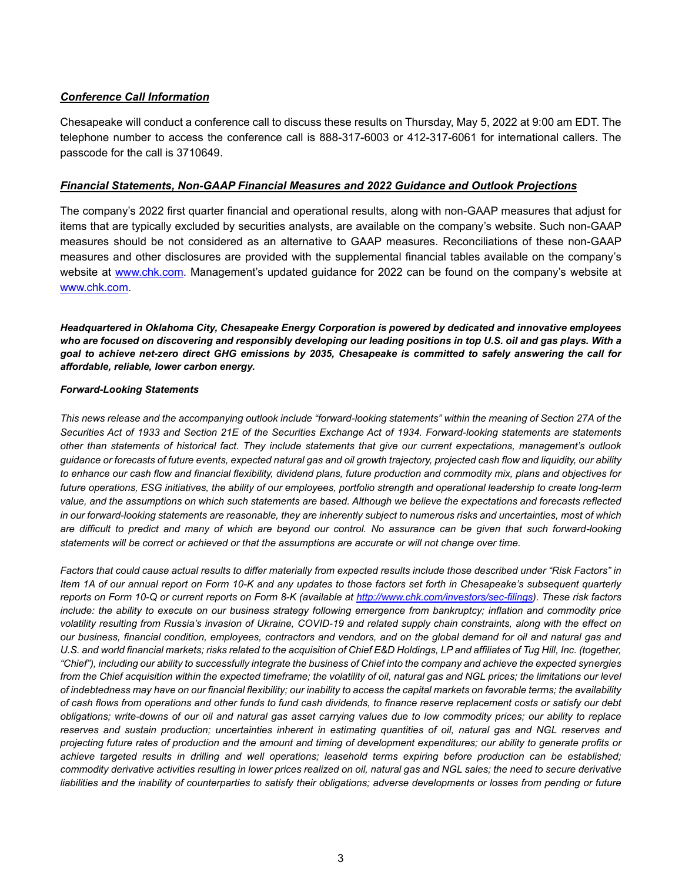***Conference Call Information***

Chesapeake will conduct a conference call to discuss these results on Thursday, May 5, 2022 at 9:00 am EDT. The telephone number to access the conference call is 888-317-6003 or 412-317-6061 for international callers. The passcode for the call is 3710649.

***Financial Statements, Non-GAAP Financial Measures and 2022 Guidance and Outlook Projections***

The company's 2022 first quarter financial and operational results, along with non-GAAP measures that adjust for items that are typically excluded by securities analysts, are available on the company's website. Such non-GAAP measures should be not considered as an alternative to GAAP measures. Reconciliations of these non-GAAP measures and other disclosures are provided with the supplemental financial tables available on the company's website at [www.chk.com](http://www.chk.com). Management's updated guidance for 2022 can be found on the company's website at [www.chk.com](http://www.chk.com).

***Headquartered in Oklahoma City, Chesapeake Energy Corporation is powered by dedicated and innovative employees who are focused on discovering and responsibly developing our leading positions in top U.S. oil and gas plays. With a goal to achieve net-zero direct GHG emissions by 2035, Chesapeake is committed to safely answering the call for affordable, reliable, lower carbon energy.***

***Forward-Looking Statements***

*This news release and the accompanying outlook include "forward-looking statements" within the meaning of Section 27A of the Securities Act of 1933 and Section 21E of the Securities Exchange Act of 1934. Forward-looking statements are statements other than statements of historical fact. They include statements that give our current expectations, management's outlook guidance or forecasts of future events, expected natural gas and oil growth trajectory, projected cash flow and liquidity, our ability to enhance our cash flow and financial flexibility, dividend plans, future production and commodity mix, plans and objectives for future operations, ESG initiatives, the ability of our employees, portfolio strength and operational leadership to create long-term value, and the assumptions on which such statements are based. Although we believe the expectations and forecasts reflected in our forward-looking statements are reasonable, they are inherently subject to numerous risks and uncertainties, most of which are difficult to predict and many of which are beyond our control. No assurance can be given that such forward-looking statements will be correct or achieved or that the assumptions are accurate or will not change over time.*

*Factors that could cause actual results to differ materially from expected results include those described under "Risk Factors" in Item 1A of our annual report on Form 10-K and any updates to those factors set forth in Chesapeake's subsequent quarterly reports on Form 10-Q or current reports on Form 8-K (available at [http://www.chk.com/investors/sec-filings](http://www.chk.com/investors/sec-filings)). These risk factors include: the ability to execute on our business strategy following emergence from bankruptcy; inflation and commodity price volatility resulting from Russia's invasion of Ukraine, COVID-19 and related supply chain constraints, along with the effect on our business, financial condition, employees, contractors and vendors, and on the global demand for oil and natural gas and U.S. and world financial markets; risks related to the acquisition of Chief E&D Holdings, LP and affiliates of Tug Hill, Inc. (together, "Chief"), including our ability to successfully integrate the business of Chief into the company and achieve the expected synergies from the Chief acquisition within the expected timeframe; the volatility of oil, natural gas and NGL prices; the limitations our level of indebtedness may have on our financial flexibility; our inability to access the capital markets on favorable terms; the availability of cash flows from operations and other funds to fund cash dividends, to finance reserve replacement costs or satisfy our debt obligations; write-downs of our oil and natural gas asset carrying values due to low commodity prices; our ability to replace reserves and sustain production; uncertainties inherent in estimating quantities of oil, natural gas and NGL reserves and projecting future rates of production and the amount and timing of development expenditures; our ability to generate profits or achieve targeted results in drilling and well operations; leasehold terms expiring before production can be established; commodity derivative activities resulting in lower prices realized on oil, natural gas and NGL sales; the need to secure derivative liabilities and the inability of counterparties to satisfy their obligations; adverse developments or losses from pending or future*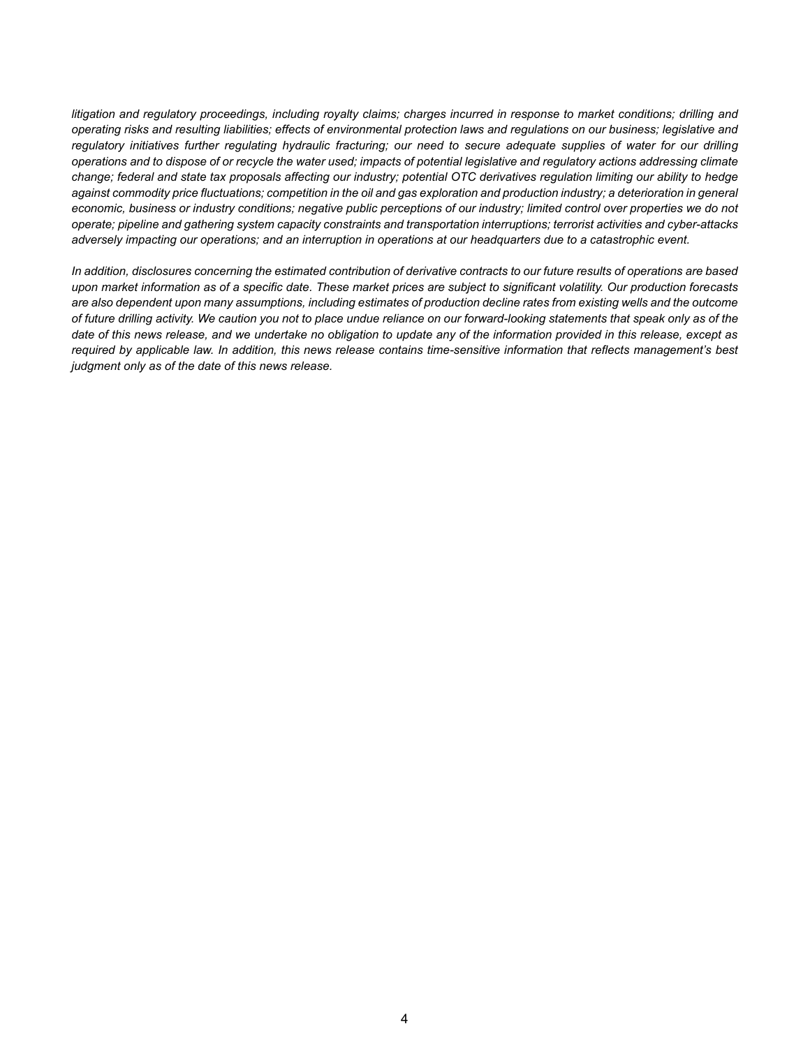*litigation and regulatory proceedings, including royalty claims; charges incurred in response to market conditions; drilling and operating risks and resulting liabilities; effects of environmental protection laws and regulations on our business; legislative and regulatory initiatives further regulating hydraulic fracturing; our need to secure adequate supplies of water for our drilling operations and to dispose of or recycle the water used; impacts of potential legislative and regulatory actions addressing climate change; federal and state tax proposals affecting our industry; potential OTC derivatives regulation limiting our ability to hedge against commodity price fluctuations; competition in the oil and gas exploration and production industry; a deterioration in general economic, business or industry conditions; negative public perceptions of our industry; limited control over properties we do not operate; pipeline and gathering system capacity constraints and transportation interruptions; terrorist activities and cyber-attacks adversely impacting our operations; and an interruption in operations at our headquarters due to a catastrophic event.*

*In addition, disclosures concerning the estimated contribution of derivative contracts to our future results of operations are based upon market information as of a specific date. These market prices are subject to significant volatility. Our production forecasts are also dependent upon many assumptions, including estimates of production decline rates from existing wells and the outcome of future drilling activity. We caution you not to place undue reliance on our forward-looking statements that speak only as of the date of this news release, and we undertake no obligation to update any of the information provided in this release, except as required by applicable law. In addition, this news release contains time-sensitive information that reflects management's best judgment only as of the date of this news release.*